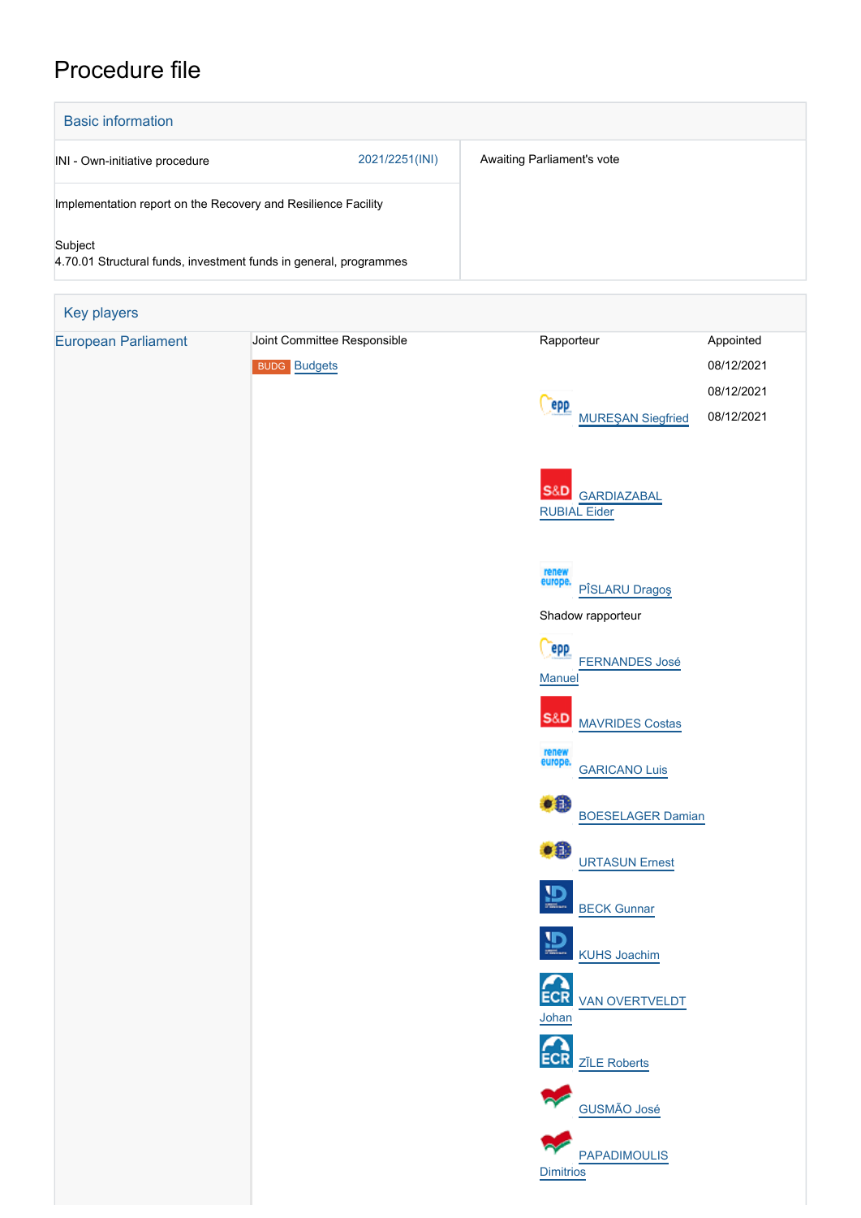# Procedure file

## Basic information

| | |
|---|---|
| INI - Own-initiative procedure 2021/2251(INI) | Awaiting Parliament's vote |
| Implementation report on the Recovery and Resilience Facility | |
| Subject<br>4.70.01 Structural funds, investment funds in general, programmes | |

## Key players

| | | | |
|---|---|---|---|
| European Parliament | Joint Committee Responsible | Rapporteur | Appointed |
| | BUDG Budgets | | 08/12/2021 |
| | | MUREŞAN Siegfried | 08/12/2021 |
| | | GARDIAZABAL RUBIAL Eider | 08/12/2021 |
| | | PÎSLARU Dragoş | |
| | | Shadow rapporteur | |
| | | FERNANDES José Manuel | |
| | | MAVRIDES Costas | |
| | | GARICANO Luis | |
| | | BOESELAGER Damian | |
| | | URTASUN Ernest | |
| | | BECK Gunnar | |
| | | KUHS Joachim | |
| | | VAN OVERTVELDT Johan | |
| | | ZĪLE Roberts | |
| | | GUSMÃO José | |
| | | PAPADIMOULIS Dimitrios | |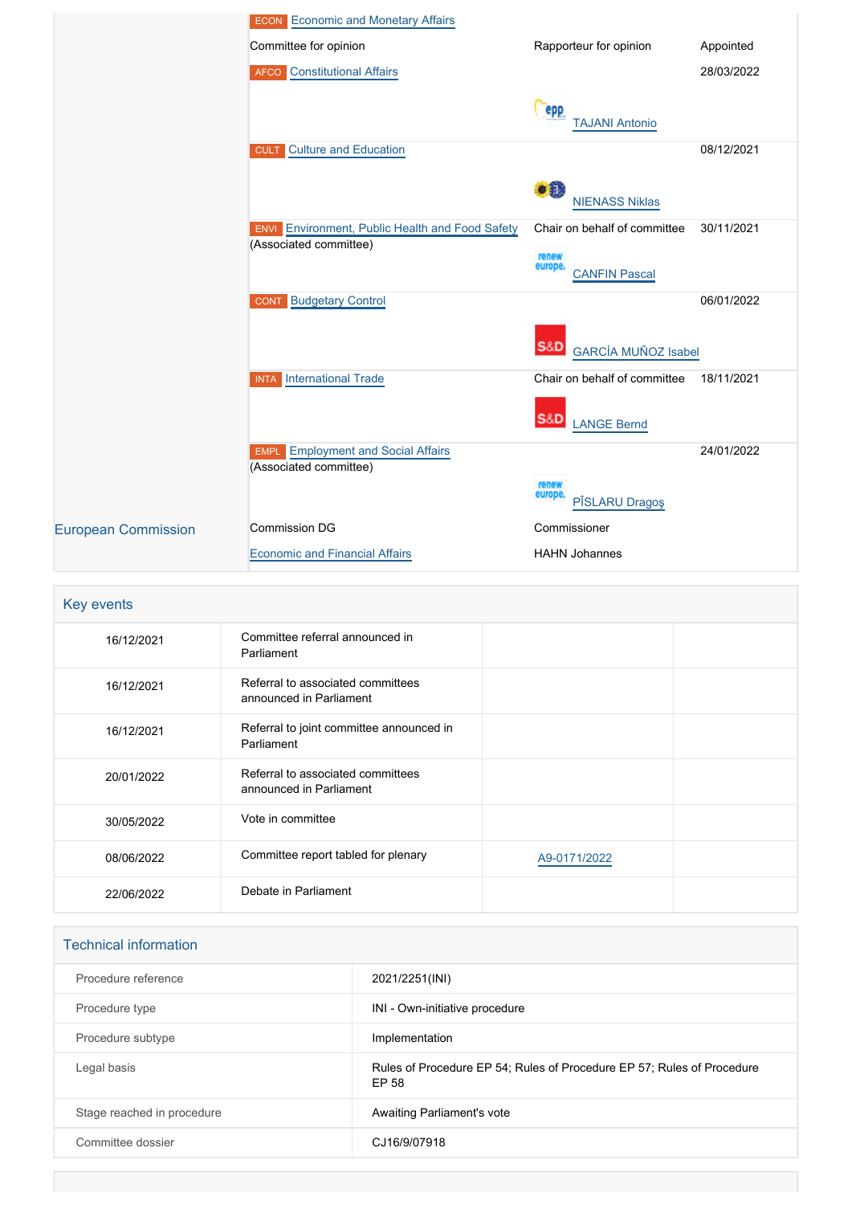| | | | |
|---|---|---|---|
| | ECON Economic and Monetary Affairs | | |
| | Committee for opinion | Rapporteur for opinion | Appointed |
| | AFCO Constitutional Affairs | TAJANI Antonio | 28/03/2022 |
| | CULT Culture and Education | NIENASS Niklas | 08/12/2021 |
| | ENVI Environment, Public Health and Food Safety (Associated committee) | Chair on behalf of committee CANFIN Pascal | 30/11/2021 |
| | CONT Budgetary Control | GARCÍA MUÑOZ Isabel | 06/01/2022 |
| | INTA International Trade | Chair on behalf of committee LANGE Bernd | 18/11/2021 |
| | EMPL Employment and Social Affairs (Associated committee) | PÎSLARU Dragoş | 24/01/2022 |
| European Commission | Commission DG | Commissioner | |
| | Economic and Financial Affairs | HAHN Johannes | |

## Key events

| | | | |
|---|---|---|---|
| 16/12/2021 | Committee referral announced in Parliament | | |
| 16/12/2021 | Referral to associated committees announced in Parliament | | |
| 16/12/2021 | Referral to joint committee announced in Parliament | | |
| 20/01/2022 | Referral to associated committees announced in Parliament | | |
| 30/05/2022 | Vote in committee | | |
| 08/06/2022 | Committee report tabled for plenary | A9-0171/2022 | |
| 22/06/2022 | Debate in Parliament | | |

## Technical information

| | |
|---|---|
| Procedure reference | 2021/2251(INI) |
| Procedure type | INI - Own-initiative procedure |
| Procedure subtype | Implementation |
| Legal basis | Rules of Procedure EP 54; Rules of Procedure EP 57; Rules of Procedure EP 58 |
| Stage reached in procedure | Awaiting Parliament's vote |
| Committee dossier | CJ16/9/07918 |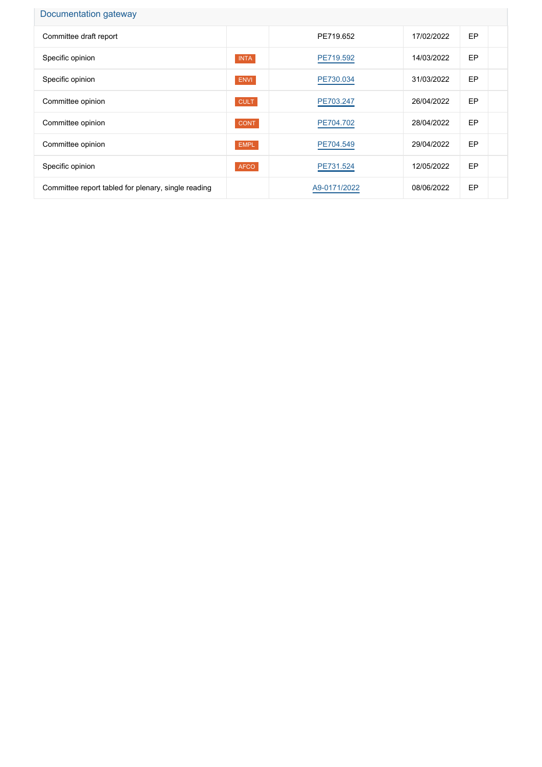## Documentation gateway

| | | | | | |
|---|---|---|---|---|---|
| Committee draft report | | PE719.652 | 17/02/2022 | EP | |
| Specific opinion | INTA | PE719.592 | 14/03/2022 | EP | |
| Specific opinion | ENVI | PE730.034 | 31/03/2022 | EP | |
| Committee opinion | CULT | PE703.247 | 26/04/2022 | EP | |
| Committee opinion | CONT | PE704.702 | 28/04/2022 | EP | |
| Committee opinion | EMPL | PE704.549 | 29/04/2022 | EP | |
| Specific opinion | AFCO | PE731.524 | 12/05/2022 | EP | |
| Committee report tabled for plenary, single reading | | A9-0171/2022 | 08/06/2022 | EP | |